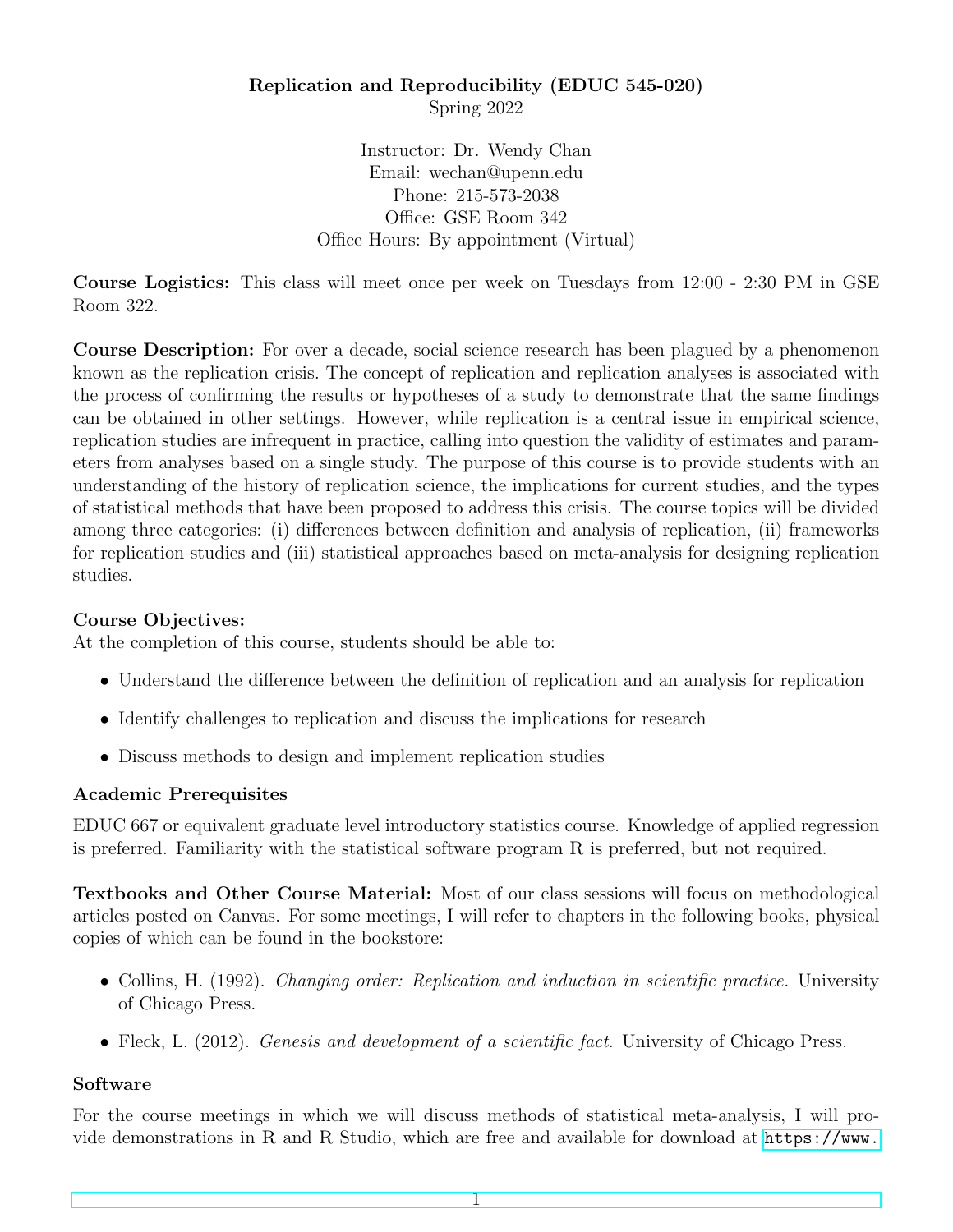**Replication and Reproducibility (EDUC 545-020)**
Spring 2022

Instructor: Dr. Wendy Chan
Email: wechan@upenn.edu
Phone: 215-573-2038
Office: GSE Room 342
Office Hours: By appointment (Virtual)

**Course Logistics:** This class will meet once per week on Tuesdays from 12:00 - 2:30 PM in GSE Room 322.

**Course Description:** For over a decade, social science research has been plagued by a phenomenon known as the replication crisis. The concept of replication and replication analyses is associated with the process of confirming the results or hypotheses of a study to demonstrate that the same findings can be obtained in other settings. However, while replication is a central issue in empirical science, replication studies are infrequent in practice, calling into question the validity of estimates and parameters from analyses based on a single study. The purpose of this course is to provide students with an understanding of the history of replication science, the implications for current studies, and the types of statistical methods that have been proposed to address this crisis. The course topics will be divided among three categories: (i) differences between definition and analysis of replication, (ii) frameworks for replication studies and (iii) statistical approaches based on meta-analysis for designing replication studies.

**Course Objectives:**
At the completion of this course, students should be able to:

- Understand the difference between the definition of replication and an analysis for replication
- Identify challenges to replication and discuss the implications for research
- Discuss methods to design and implement replication studies

### Academic Prerequisites

EDUC 667 or equivalent graduate level introductory statistics course. Knowledge of applied regression is preferred. Familiarity with the statistical software program R is preferred, but not required.

**Textbooks and Other Course Material:** Most of our class sessions will focus on methodological articles posted on Canvas. For some meetings, I will refer to chapters in the following books, physical copies of which can be found in the bookstore:

- Collins, H. (1992). *Changing order: Replication and induction in scientific practice.* University of Chicago Press.
- Fleck, L. (2012). *Genesis and development of a scientific fact.* University of Chicago Press.

### Software

For the course meetings in which we will discuss methods of statistical meta-analysis, I will provide demonstrations in R and R Studio, which are free and available for download at https://www.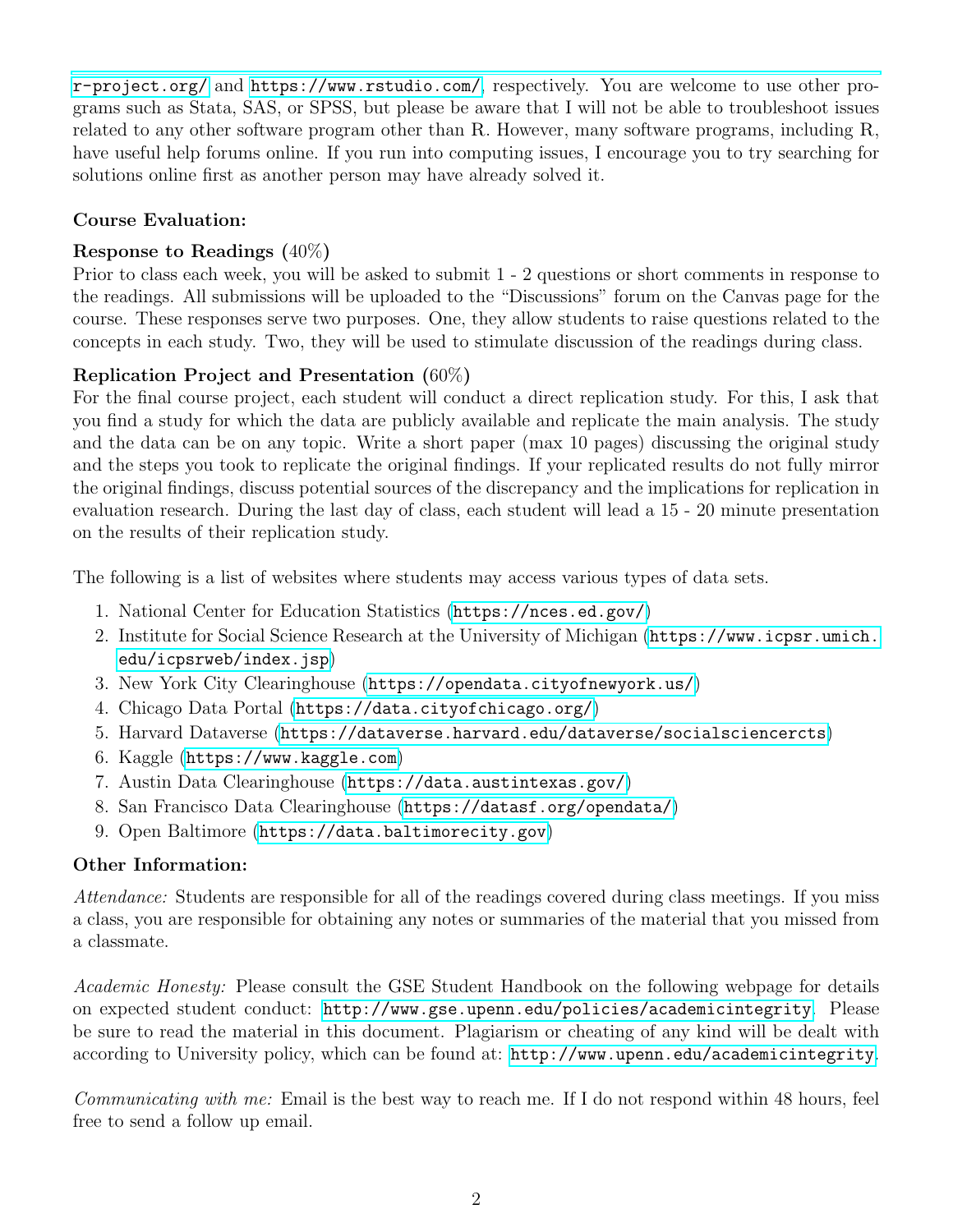r-project.org/ and https://www.rstudio.com/, respectively. You are welcome to use other programs such as Stata, SAS, or SPSS, but please be aware that I will not be able to troubleshoot issues related to any other software program other than R. However, many software programs, including R, have useful help forums online. If you run into computing issues, I encourage you to try searching for solutions online first as another person may have already solved it.

**Course Evaluation:**

**Response to Readings** (40%)
Prior to class each week, you will be asked to submit 1 - 2 questions or short comments in response to the readings. All submissions will be uploaded to the "Discussions" forum on the Canvas page for the course. These responses serve two purposes. One, they allow students to raise questions related to the concepts in each study. Two, they will be used to stimulate discussion of the readings during class.

**Replication Project and Presentation** (60%)
For the final course project, each student will conduct a direct replication study. For this, I ask that you find a study for which the data are publicly available and replicate the main analysis. The study and the data can be on any topic. Write a short paper (max 10 pages) discussing the original study and the steps you took to replicate the original findings. If your replicated results do not fully mirror the original findings, discuss potential sources of the discrepancy and the implications for replication in evaluation research. During the last day of class, each student will lead a 15 - 20 minute presentation on the results of their replication study.

The following is a list of websites where students may access various types of data sets.

1. National Center for Education Statistics (https://nces.ed.gov/)
2. Institute for Social Science Research at the University of Michigan (https://www.icpsr.umich.edu/icpsrweb/index.jsp)
3. New York City Clearinghouse (https://opendata.cityofnewyork.us/)
4. Chicago Data Portal (https://data.cityofchicago.org/)
5. Harvard Dataverse (https://dataverse.harvard.edu/dataverse/socialsciencercts)
6. Kaggle (https://www.kaggle.com)
7. Austin Data Clearinghouse (https://data.austintexas.gov/)
8. San Francisco Data Clearinghouse (https://datasf.org/opendata/)
9. Open Baltimore (https://data.baltimorecity.gov)

**Other Information:**

*Attendance:* Students are responsible for all of the readings covered during class meetings. If you miss a class, you are responsible for obtaining any notes or summaries of the material that you missed from a classmate.

*Academic Honesty:* Please consult the GSE Student Handbook on the following webpage for details on expected student conduct: http://www.gse.upenn.edu/policies/academicintegrity. Please be sure to read the material in this document. Plagiarism or cheating of any kind will be dealt with according to University policy, which can be found at: http://www.upenn.edu/academicintegrity.

*Communicating with me:* Email is the best way to reach me. If I do not respond within 48 hours, feel free to send a follow up email.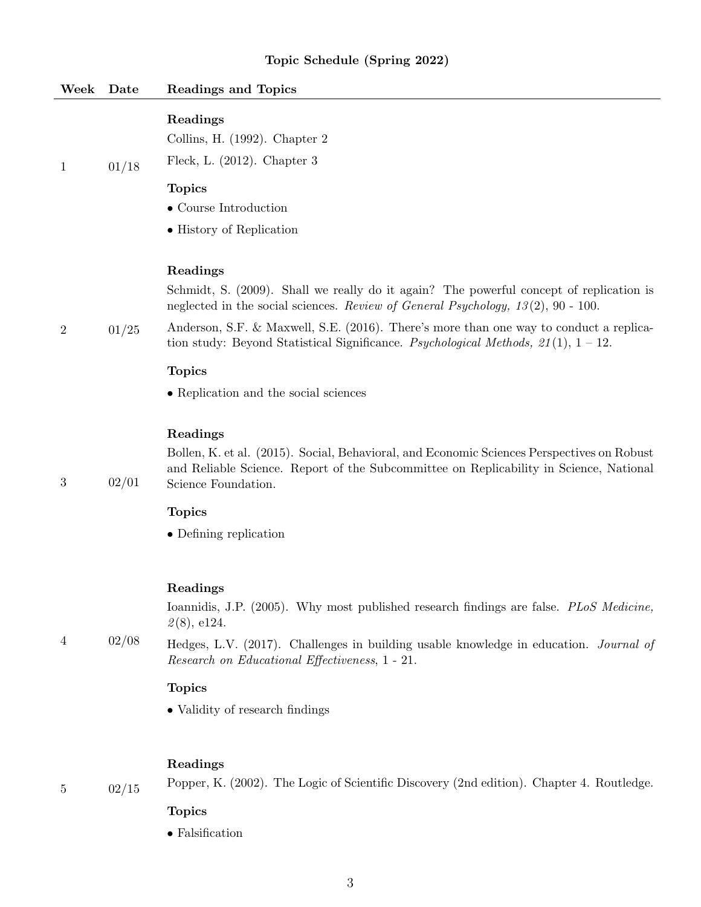**Topic Schedule (Spring 2022)**

| Week | Date | Readings and Topics |
|---|---|---|
| 1 | 01/18 | **Readings**<br>Collins, H. (1992). Chapter 2<br>Fleck, L. (2012). Chapter 3<br>**Topics**<br>• Course Introduction<br>• History of Replication |
| 2 | 01/25 | **Readings**<br>Schmidt, S. (2009). Shall we really do it again? The powerful concept of replication is neglected in the social sciences. *Review of General Psychology, 13*(2), 90 - 100.<br>Anderson, S.F. & Maxwell, S.E. (2016). There's more than one way to conduct a replication study: Beyond Statistical Significance. *Psychological Methods, 21*(1), 1 – 12.<br>**Topics**<br>• Replication and the social sciences |
| 3 | 02/01 | **Readings**<br>Bollen, K. et al. (2015). Social, Behavioral, and Economic Sciences Perspectives on Robust and Reliable Science. Report of the Subcommittee on Replicability in Science, National Science Foundation.<br>**Topics**<br>• Defining replication |
| 4 | 02/08 | **Readings**<br>Ioannidis, J.P. (2005). Why most published research findings are false. *PLoS Medicine, 2*(8), e124.<br>Hedges, L.V. (2017). Challenges in building usable knowledge in education. *Journal of Research on Educational Effectiveness*, 1 - 21.<br>**Topics**<br>• Validity of research findings |
| 5 | 02/15 | **Readings**<br>Popper, K. (2002). The Logic of Scientific Discovery (2nd edition). Chapter 4. Routledge.<br>**Topics**<br>• Falsification |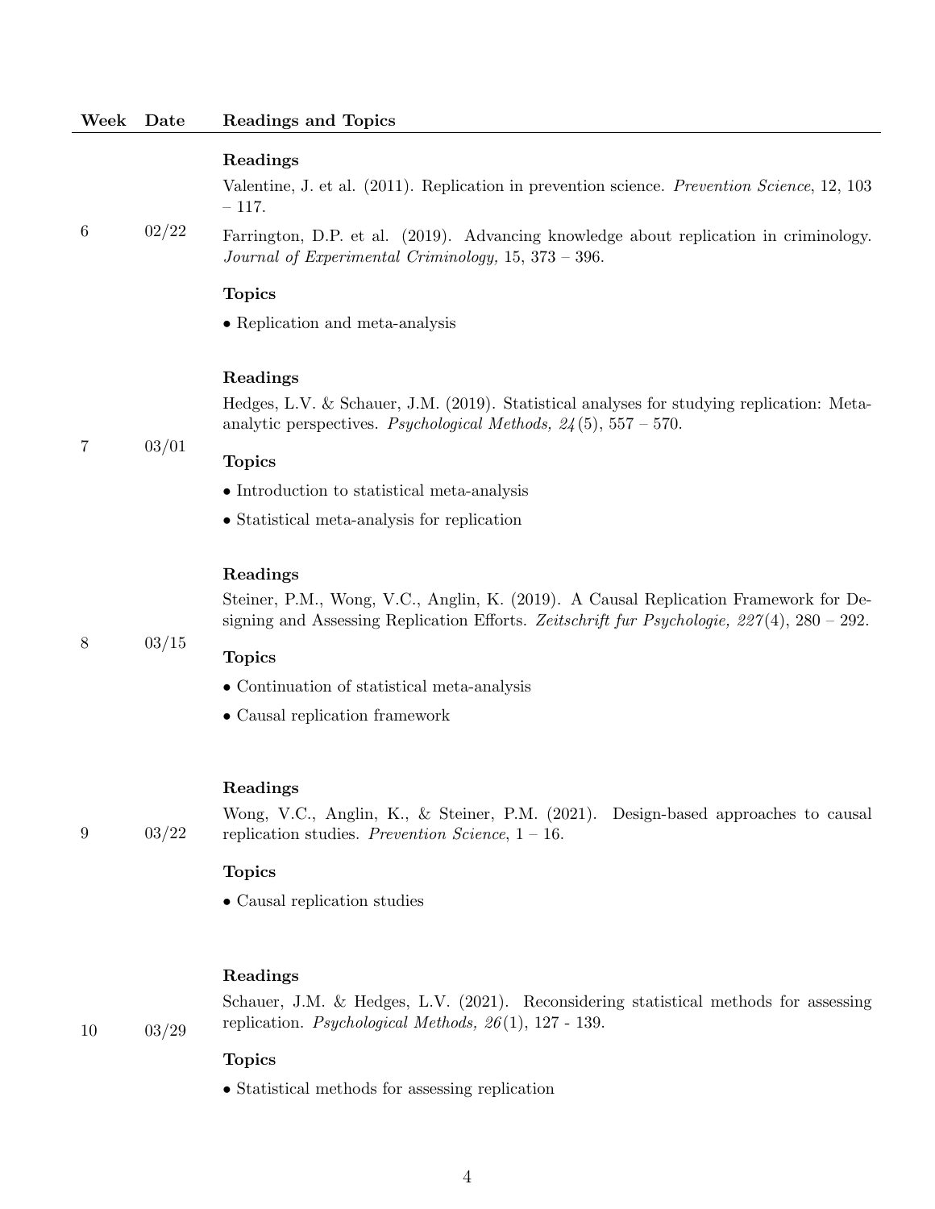| Week | Date | Readings and Topics |
|---|---|---|
| 6 | 02/22 | **Readings**<br>Valentine, J. et al. (2011). Replication in prevention science. *Prevention Science*, 12, 103 – 117.<br>Farrington, D.P. et al. (2019). Advancing knowledge about replication in criminology. *Journal of Experimental Criminology,* 15, 373 – 396.<br>**Topics**<br>• Replication and meta-analysis |
| 7 | 03/01 | **Readings**<br>Hedges, L.V. & Schauer, J.M. (2019). Statistical analyses for studying replication: Meta-analytic perspectives. *Psychological Methods, 24*(5), 557 – 570.<br>**Topics**<br>• Introduction to statistical meta-analysis<br>• Statistical meta-analysis for replication |
| 8 | 03/15 | **Readings**<br>Steiner, P.M., Wong, V.C., Anglin, K. (2019). A Causal Replication Framework for Designing and Assessing Replication Efforts. *Zeitschrift fur Psychologie, 227*(4), 280 – 292.<br>**Topics**<br>• Continuation of statistical meta-analysis<br>• Causal replication framework |
| 9 | 03/22 | **Readings**<br>Wong, V.C., Anglin, K., & Steiner, P.M. (2021). Design-based approaches to causal replication studies. *Prevention Science*, 1 – 16.<br>**Topics**<br>• Causal replication studies |
| 10 | 03/29 | **Readings**<br>Schauer, J.M. & Hedges, L.V. (2021). Reconsidering statistical methods for assessing replication. *Psychological Methods, 26*(1), 127 - 139.<br>**Topics**<br>• Statistical methods for assessing replication |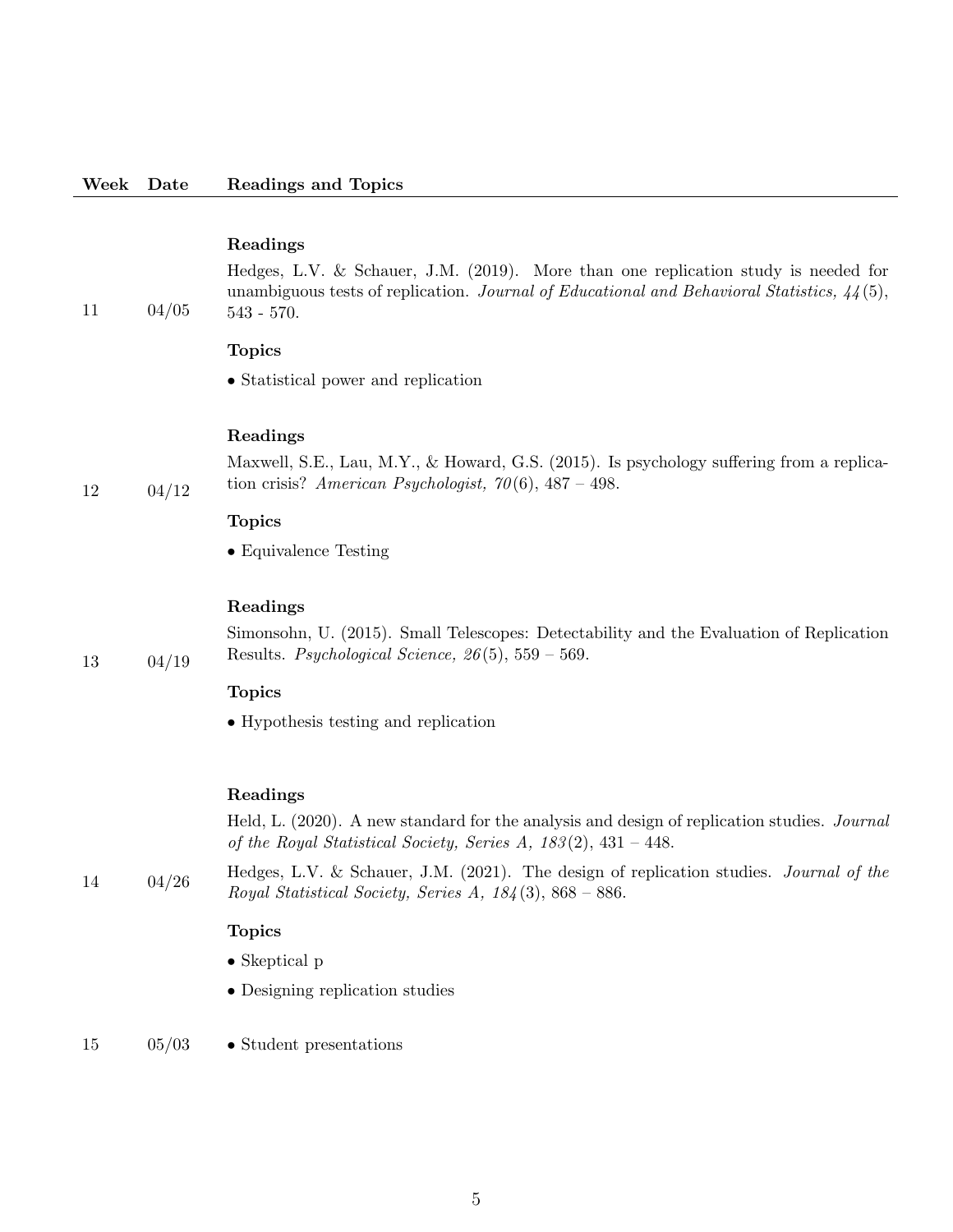| Week | Date | Readings and Topics |
|---|---|---|
| 11 | 04/05 | **Readings**<br>Hedges, L.V. & Schauer, J.M. (2019). More than one replication study is needed for unambiguous tests of replication. *Journal of Educational and Behavioral Statistics, 44*(5), 543 - 570.<br>**Topics**<br>• Statistical power and replication |
| 12 | 04/12 | **Readings**<br>Maxwell, S.E., Lau, M.Y., & Howard, G.S. (2015). Is psychology suffering from a replication crisis? *American Psychologist, 70*(6), 487 – 498.<br>**Topics**<br>• Equivalence Testing |
| 13 | 04/19 | **Readings**<br>Simonsohn, U. (2015). Small Telescopes: Detectability and the Evaluation of Replication Results. *Psychological Science, 26*(5), 559 – 569.<br>**Topics**<br>• Hypothesis testing and replication |
| 14 | 04/26 | **Readings**<br>Held, L. (2020). A new standard for the analysis and design of replication studies. *Journal of the Royal Statistical Society, Series A, 183*(2), 431 – 448.<br>Hedges, L.V. & Schauer, J.M. (2021). The design of replication studies. *Journal of the Royal Statistical Society, Series A, 184*(3), 868 – 886.<br>**Topics**<br>• Skeptical p<br>• Designing replication studies |
| 15 | 05/03 | • Student presentations |